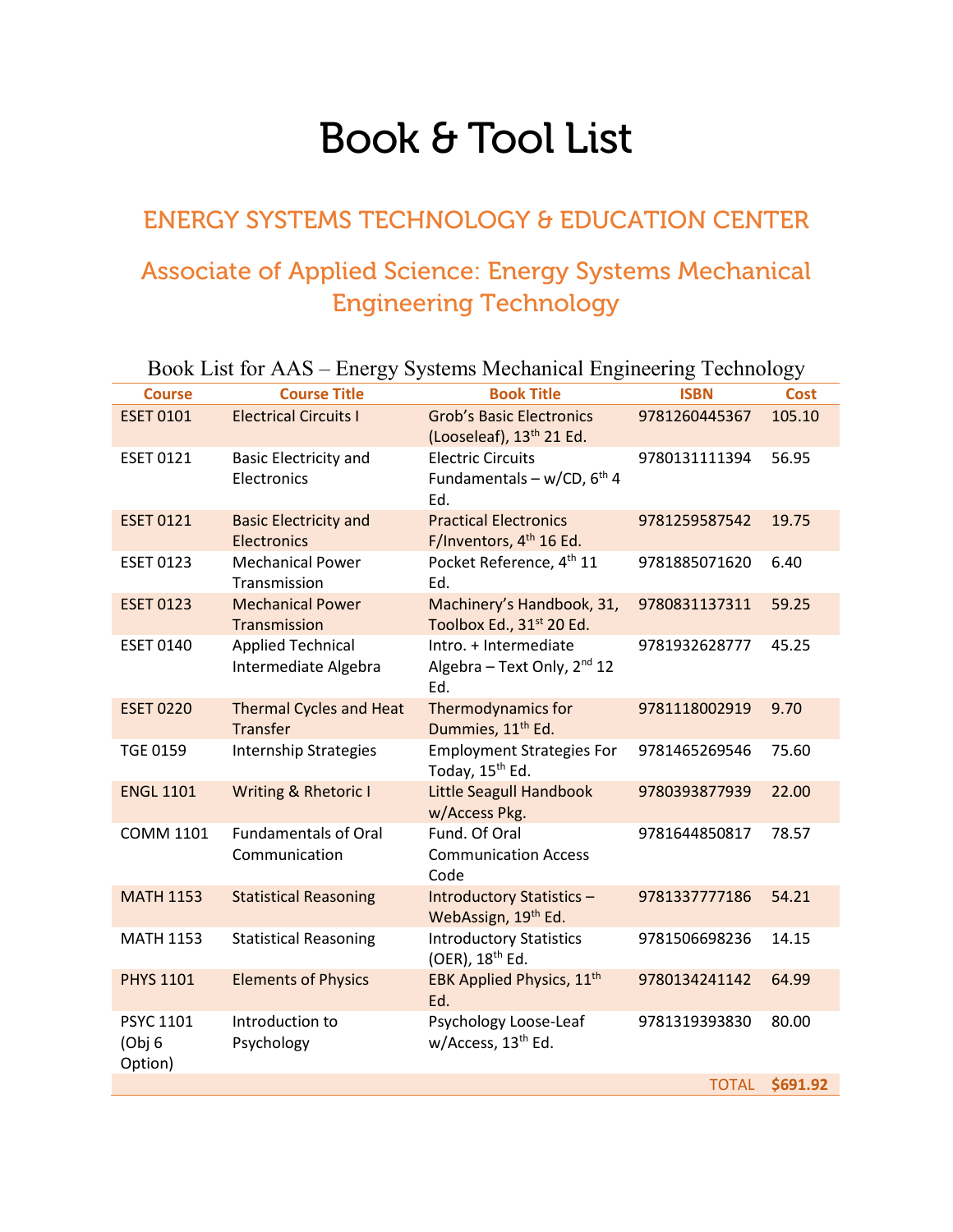# Book & Tool List

## ENERGY SYSTEMS TECHNOLOGY & EDUCATION CENTER

## Associate of Applied Science: Energy Systems Mechanical Engineering Technology

Book List for AAS – Energy Systems Mechanical Engineering Technology

| Course | Course Title | Book Title | ISBN | Cost |
|---|---|---|---|---|
| ESET 0101 | Electrical Circuits I | Grob's Basic Electronics (Looseleaf), 13th 21 Ed. | 9781260445367 | 105.10 |
| ESET 0121 | Basic Electricity and Electronics | Electric Circuits Fundamentals – w/CD, 6th 4 Ed. | 9780131111394 | 56.95 |
| ESET 0121 | Basic Electricity and Electronics | Practical Electronics F/Inventors, 4th 16 Ed. | 9781259587542 | 19.75 |
| ESET 0123 | Mechanical Power Transmission | Pocket Reference, 4th 11 Ed. | 9781885071620 | 6.40 |
| ESET 0123 | Mechanical Power Transmission | Machinery's Handbook, 31, Toolbox Ed., 31st 20 Ed. | 9780831137311 | 59.25 |
| ESET 0140 | Applied Technical Intermediate Algebra | Intro. + Intermediate Algebra – Text Only, 2nd 12 Ed. | 9781932628777 | 45.25 |
| ESET 0220 | Thermal Cycles and Heat Transfer | Thermodynamics for Dummies, 11th Ed. | 9781118002919 | 9.70 |
| TGE 0159 | Internship Strategies | Employment Strategies For Today, 15th Ed. | 9781465269546 | 75.60 |
| ENGL 1101 | Writing & Rhetoric I | Little Seagull Handbook w/Access Pkg. | 9780393877939 | 22.00 |
| COMM 1101 | Fundamentals of Oral Communication | Fund. Of Oral Communication Access Code | 9781644850817 | 78.57 |
| MATH 1153 | Statistical Reasoning | Introductory Statistics – WebAssign, 19th Ed. | 9781337777186 | 54.21 |
| MATH 1153 | Statistical Reasoning | Introductory Statistics (OER), 18th Ed. | 9781506698236 | 14.15 |
| PHYS 1101 | Elements of Physics | EBK Applied Physics, 11th Ed. | 9780134241142 | 64.99 |
| PSYC 1101 (Obj 6 Option) | Introduction to Psychology | Psychology Loose-Leaf w/Access, 13th Ed. | 9781319393830 | 80.00 |
| | | | TOTAL | $691.92 |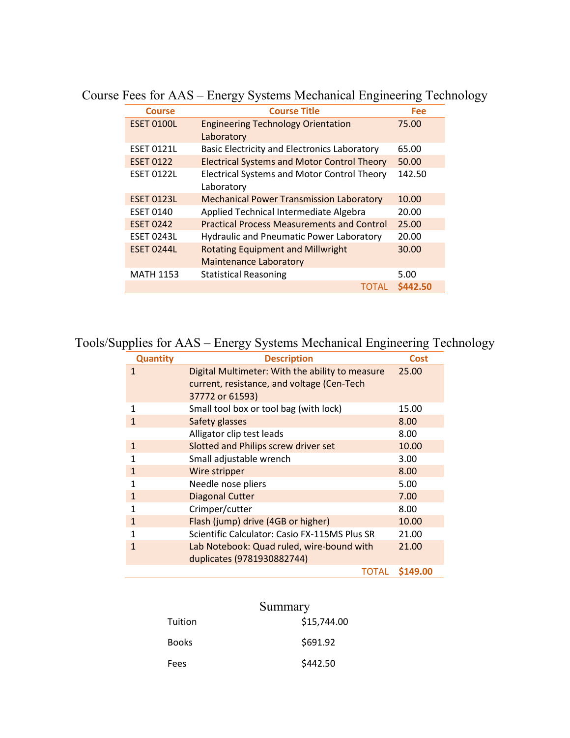## Course Fees for AAS – Energy Systems Mechanical Engineering Technology

| Course | Course Title | Fee |
|---|---|---|
| ESET 0100L | Engineering Technology Orientation Laboratory | 75.00 |
| ESET 0121L | Basic Electricity and Electronics Laboratory | 65.00 |
| ESET 0122 | Electrical Systems and Motor Control Theory | 50.00 |
| ESET 0122L | Electrical Systems and Motor Control Theory Laboratory | 142.50 |
| ESET 0123L | Mechanical Power Transmission Laboratory | 10.00 |
| ESET 0140 | Applied Technical Intermediate Algebra | 20.00 |
| ESET 0242 | Practical Process Measurements and Control | 25.00 |
| ESET 0243L | Hydraulic and Pneumatic Power Laboratory | 20.00 |
| ESET 0244L | Rotating Equipment and Millwright Maintenance Laboratory | 30.00 |
| MATH 1153 | Statistical Reasoning | 5.00 |
| | TOTAL | **$442.50** |

## Tools/Supplies for AAS – Energy Systems Mechanical Engineering Technology

| Quantity | Description | Cost |
|---|---|---|
| 1 | Digital Multimeter: With the ability to measure current, resistance, and voltage (Cen-Tech 37772 or 61593) | 25.00 |
| 1 | Small tool box or tool bag (with lock) | 15.00 |
| 1 | Safety glasses | 8.00 |
| | Alligator clip test leads | 8.00 |
| 1 | Slotted and Philips screw driver set | 10.00 |
| 1 | Small adjustable wrench | 3.00 |
| 1 | Wire stripper | 8.00 |
| 1 | Needle nose pliers | 5.00 |
| 1 | Diagonal Cutter | 7.00 |
| 1 | Crimper/cutter | 8.00 |
| 1 | Flash (jump) drive (4GB or higher) | 10.00 |
| 1 | Scientific Calculator: Casio FX-115MS Plus SR | 21.00 |
| 1 | Lab Notebook: Quad ruled, wire-bound with duplicates (9781930882744) | 21.00 |
| | TOTAL | **$149.00** |

## Summary

| | |
|---|---|
| Tuition | $15,744.00 |
| Books | $691.92 |
| Fees | $442.50 |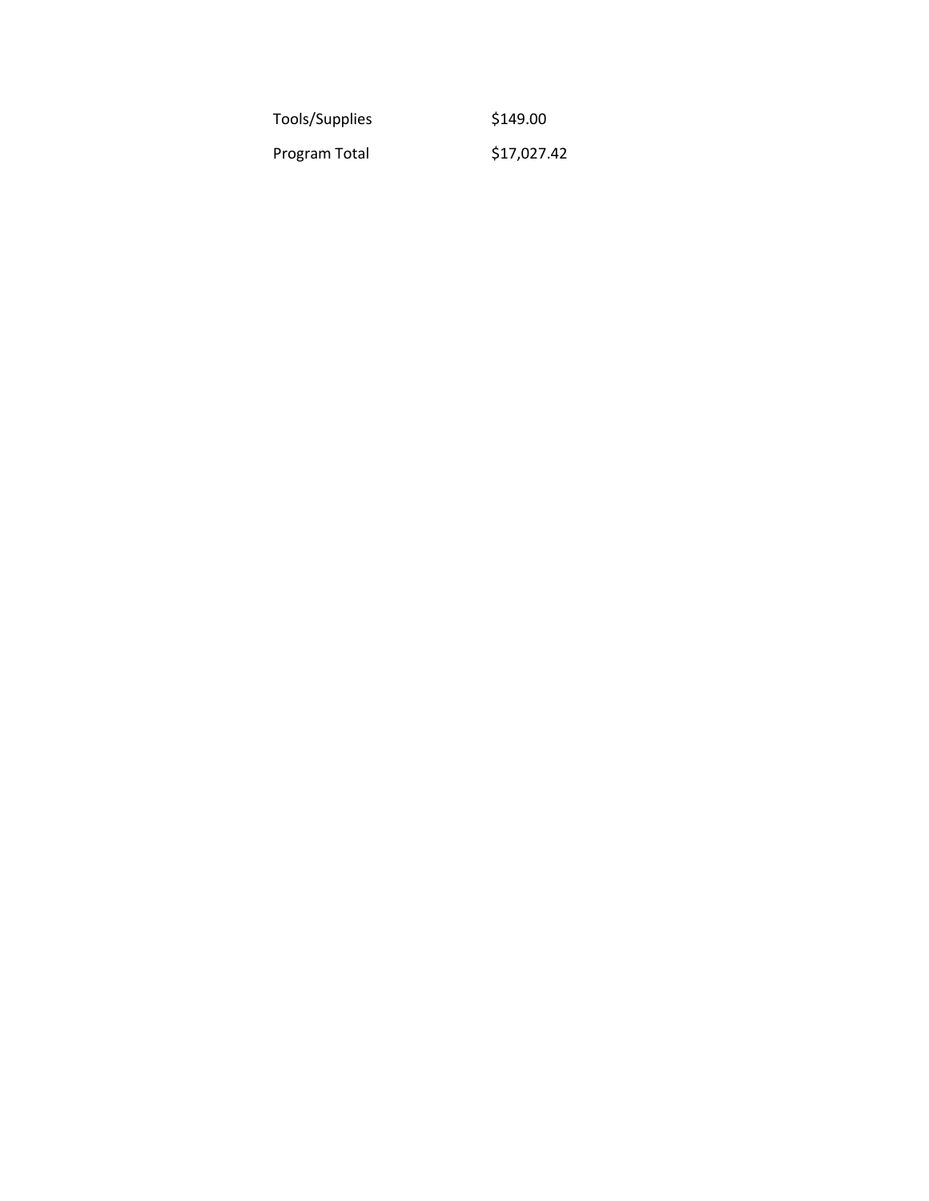| | |
|---|---|
| Tools/Supplies | $149.00 |
| Program Total | $17,027.42 |